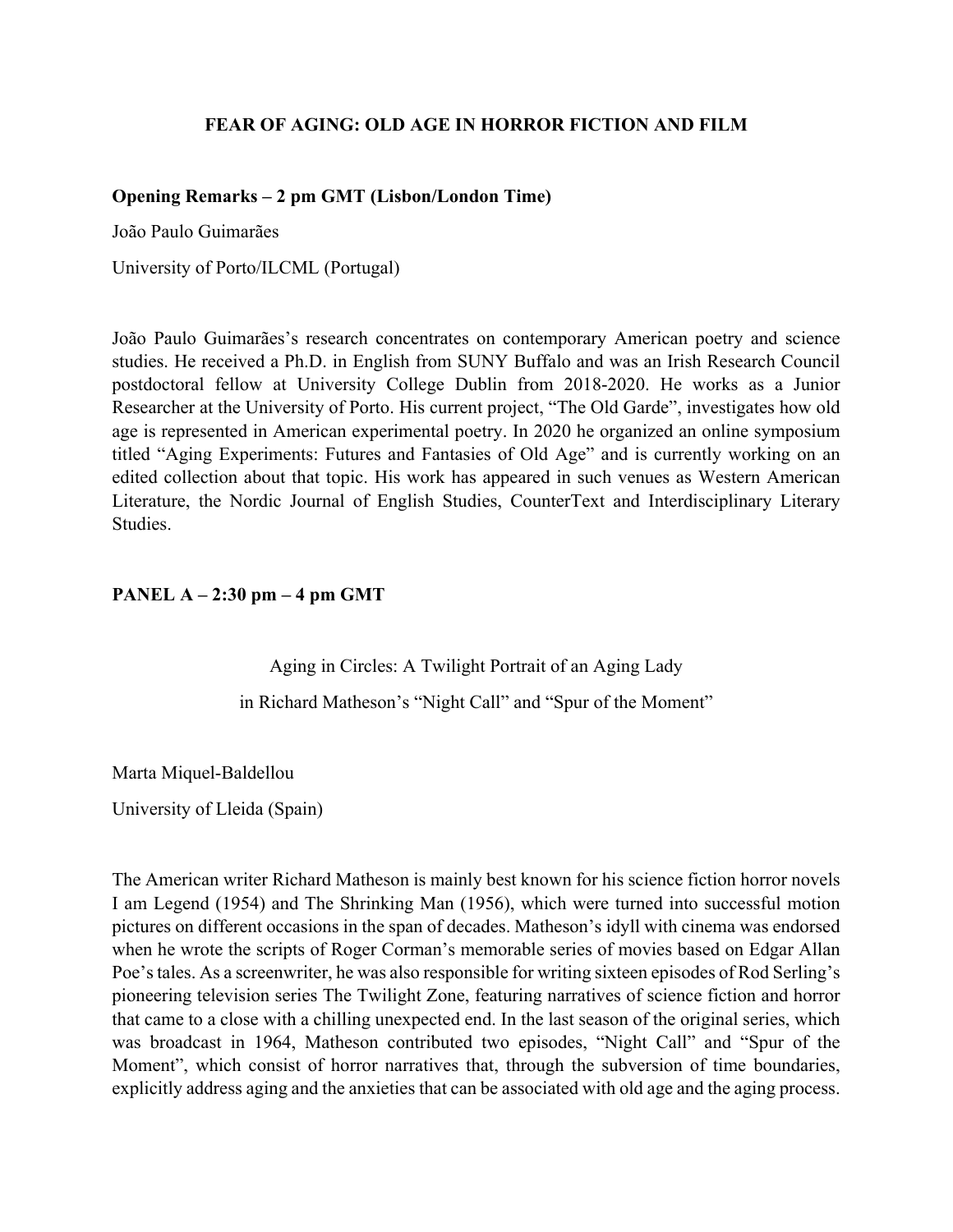# FEAR OF AGING: OLD AGE IN HORROR FICTION AND FILM

**Opening Remarks – 2 pm GMT (Lisbon/London Time)**

João Paulo Guimarães

University of Porto/ILCML (Portugal)

João Paulo Guimarães's research concentrates on contemporary American poetry and science studies. He received a Ph.D. in English from SUNY Buffalo and was an Irish Research Council postdoctoral fellow at University College Dublin from 2018-2020. He works as a Junior Researcher at the University of Porto. His current project, "The Old Garde", investigates how old age is represented in American experimental poetry. In 2020 he organized an online symposium titled "Aging Experiments: Futures and Fantasies of Old Age" and is currently working on an edited collection about that topic. His work has appeared in such venues as Western American Literature, the Nordic Journal of English Studies, CounterText and Interdisciplinary Literary Studies.

**PANEL A – 2:30 pm – 4 pm GMT**

Aging in Circles: A Twilight Portrait of an Aging Lady
in Richard Matheson's "Night Call" and "Spur of the Moment"

Marta Miquel-Baldellou

University of Lleida (Spain)

The American writer Richard Matheson is mainly best known for his science fiction horror novels I am Legend (1954) and The Shrinking Man (1956), which were turned into successful motion pictures on different occasions in the span of decades. Matheson's idyll with cinema was endorsed when he wrote the scripts of Roger Corman's memorable series of movies based on Edgar Allan Poe's tales. As a screenwriter, he was also responsible for writing sixteen episodes of Rod Serling's pioneering television series The Twilight Zone, featuring narratives of science fiction and horror that came to a close with a chilling unexpected end. In the last season of the original series, which was broadcast in 1964, Matheson contributed two episodes, "Night Call" and "Spur of the Moment", which consist of horror narratives that, through the subversion of time boundaries, explicitly address aging and the anxieties that can be associated with old age and the aging process.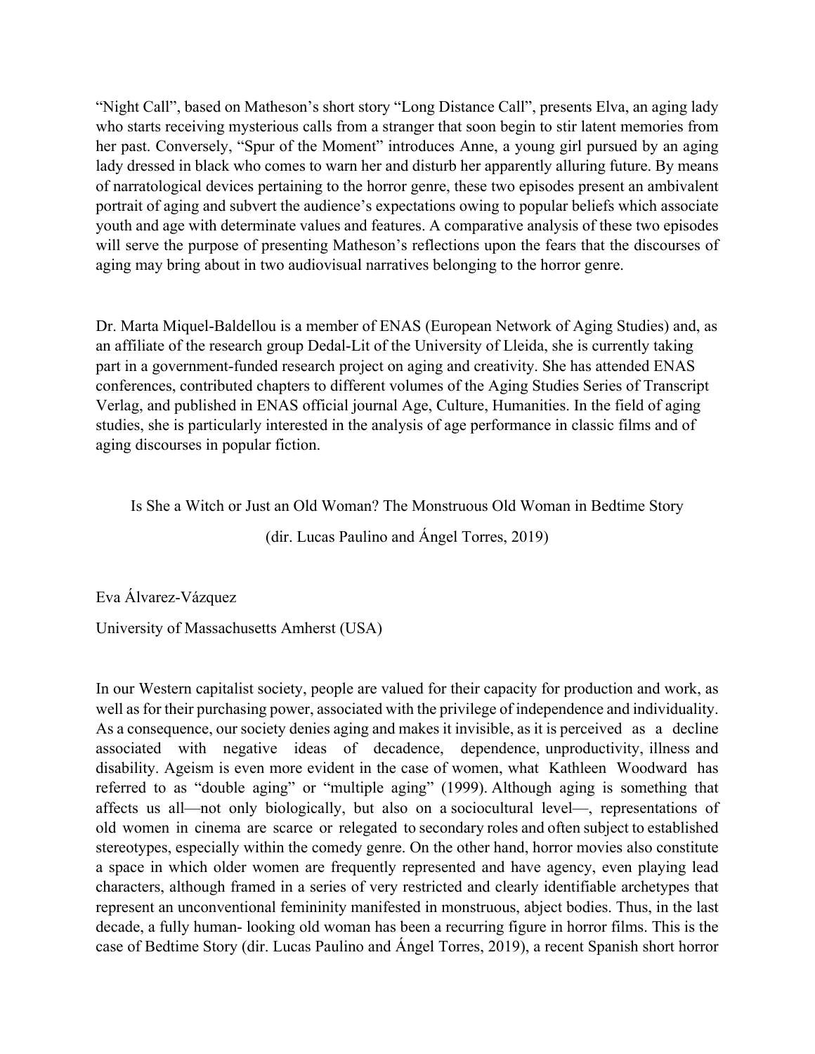"Night Call", based on Matheson's short story "Long Distance Call", presents Elva, an aging lady who starts receiving mysterious calls from a stranger that soon begin to stir latent memories from her past. Conversely, "Spur of the Moment" introduces Anne, a young girl pursued by an aging lady dressed in black who comes to warn her and disturb her apparently alluring future. By means of narratological devices pertaining to the horror genre, these two episodes present an ambivalent portrait of aging and subvert the audience's expectations owing to popular beliefs which associate youth and age with determinate values and features. A comparative analysis of these two episodes will serve the purpose of presenting Matheson's reflections upon the fears that the discourses of aging may bring about in two audiovisual narratives belonging to the horror genre.

Dr. Marta Miquel-Baldellou is a member of ENAS (European Network of Aging Studies) and, as an affiliate of the research group Dedal-Lit of the University of Lleida, she is currently taking part in a government-funded research project on aging and creativity. She has attended ENAS conferences, contributed chapters to different volumes of the Aging Studies Series of Transcript Verlag, and published in ENAS official journal Age, Culture, Humanities. In the field of aging studies, she is particularly interested in the analysis of age performance in classic films and of aging discourses in popular fiction.

## Is She a Witch or Just an Old Woman? The Monstruous Old Woman in Bedtime Story (dir. Lucas Paulino and Ángel Torres, 2019)

Eva Álvarez-Vázquez

University of Massachusetts Amherst (USA)

In our Western capitalist society, people are valued for their capacity for production and work, as well as for their purchasing power, associated with the privilege of independence and individuality. As a consequence, our society denies aging and makes it invisible, as it is perceived as a decline associated with negative ideas of decadence, dependence, unproductivity, illness and disability. Ageism is even more evident in the case of women, what Kathleen Woodward has referred to as "double aging" or "multiple aging" (1999). Although aging is something that affects us all—not only biologically, but also on a sociocultural level—, representations of old women in cinema are scarce or relegated to secondary roles and often subject to established stereotypes, especially within the comedy genre. On the other hand, horror movies also constitute a space in which older women are frequently represented and have agency, even playing lead characters, although framed in a series of very restricted and clearly identifiable archetypes that represent an unconventional femininity manifested in monstruous, abject bodies. Thus, in the last decade, a fully human- looking old woman has been a recurring figure in horror films. This is the case of Bedtime Story (dir. Lucas Paulino and Ángel Torres, 2019), a recent Spanish short horror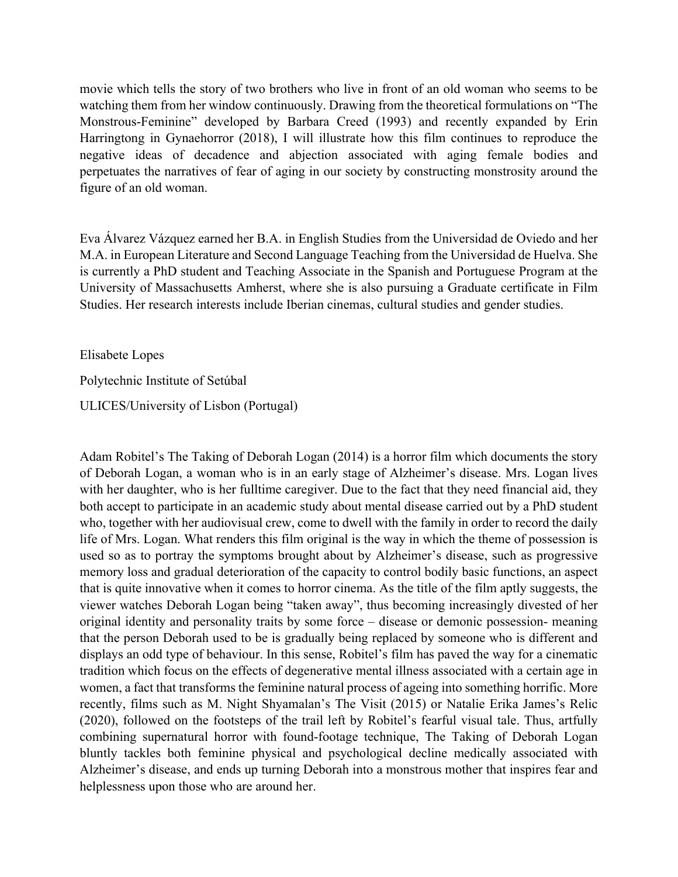movie which tells the story of two brothers who live in front of an old woman who seems to be watching them from her window continuously. Drawing from the theoretical formulations on "The Monstrous-Feminine" developed by Barbara Creed (1993) and recently expanded by Erin Harringtong in Gynaehorror (2018), I will illustrate how this film continues to reproduce the negative ideas of decadence and abjection associated with aging female bodies and perpetuates the narratives of fear of aging in our society by constructing monstrosity around the figure of an old woman.

Eva Álvarez Vázquez earned her B.A. in English Studies from the Universidad de Oviedo and her M.A. in European Literature and Second Language Teaching from the Universidad de Huelva. She is currently a PhD student and Teaching Associate in the Spanish and Portuguese Program at the University of Massachusetts Amherst, where she is also pursuing a Graduate certificate in Film Studies. Her research interests include Iberian cinemas, cultural studies and gender studies.

Elisabete Lopes

Polytechnic Institute of Setúbal

ULICES/University of Lisbon (Portugal)

Adam Robitel's The Taking of Deborah Logan (2014) is a horror film which documents the story of Deborah Logan, a woman who is in an early stage of Alzheimer's disease. Mrs. Logan lives with her daughter, who is her fulltime caregiver. Due to the fact that they need financial aid, they both accept to participate in an academic study about mental disease carried out by a PhD student who, together with her audiovisual crew, come to dwell with the family in order to record the daily life of Mrs. Logan. What renders this film original is the way in which the theme of possession is used so as to portray the symptoms brought about by Alzheimer's disease, such as progressive memory loss and gradual deterioration of the capacity to control bodily basic functions, an aspect that is quite innovative when it comes to horror cinema. As the title of the film aptly suggests, the viewer watches Deborah Logan being "taken away", thus becoming increasingly divested of her original identity and personality traits by some force – disease or demonic possession- meaning that the person Deborah used to be is gradually being replaced by someone who is different and displays an odd type of behaviour. In this sense, Robitel's film has paved the way for a cinematic tradition which focus on the effects of degenerative mental illness associated with a certain age in women, a fact that transforms the feminine natural process of ageing into something horrific. More recently, films such as M. Night Shyamalan's The Visit (2015) or Natalie Erika James's Relic (2020), followed on the footsteps of the trail left by Robitel's fearful visual tale. Thus, artfully combining supernatural horror with found-footage technique, The Taking of Deborah Logan bluntly tackles both feminine physical and psychological decline medically associated with Alzheimer's disease, and ends up turning Deborah into a monstrous mother that inspires fear and helplessness upon those who are around her.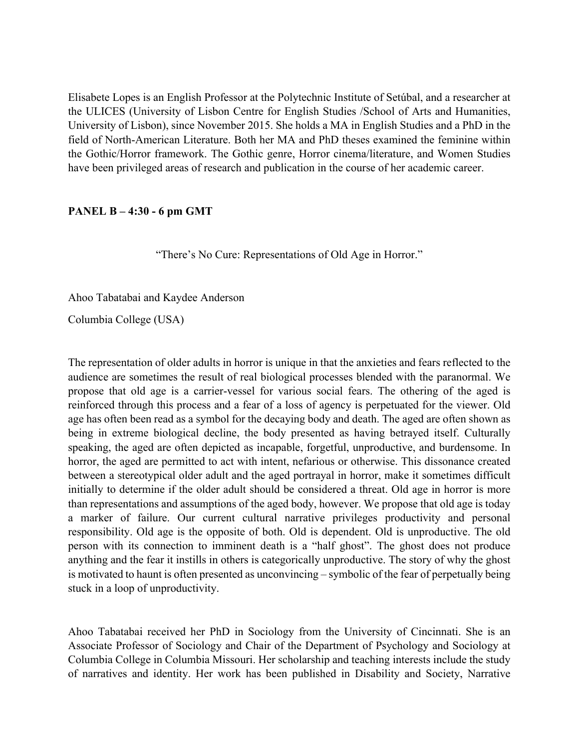Elisabete Lopes is an English Professor at the Polytechnic Institute of Setúbal, and a researcher at the ULICES (University of Lisbon Centre for English Studies /School of Arts and Humanities, University of Lisbon), since November 2015. She holds a MA in English Studies and a PhD in the field of North-American Literature. Both her MA and PhD theses examined the feminine within the Gothic/Horror framework. The Gothic genre, Horror cinema/literature, and Women Studies have been privileged areas of research and publication in the course of her academic career.

**PANEL B – 4:30 - 6 pm GMT**

"There's No Cure: Representations of Old Age in Horror."

Ahoo Tabatabai and Kaydee Anderson

Columbia College (USA)

The representation of older adults in horror is unique in that the anxieties and fears reflected to the audience are sometimes the result of real biological processes blended with the paranormal. We propose that old age is a carrier-vessel for various social fears. The othering of the aged is reinforced through this process and a fear of a loss of agency is perpetuated for the viewer. Old age has often been read as a symbol for the decaying body and death. The aged are often shown as being in extreme biological decline, the body presented as having betrayed itself. Culturally speaking, the aged are often depicted as incapable, forgetful, unproductive, and burdensome. In horror, the aged are permitted to act with intent, nefarious or otherwise. This dissonance created between a stereotypical older adult and the aged portrayal in horror, make it sometimes difficult initially to determine if the older adult should be considered a threat. Old age in horror is more than representations and assumptions of the aged body, however. We propose that old age is today a marker of failure. Our current cultural narrative privileges productivity and personal responsibility. Old age is the opposite of both. Old is dependent. Old is unproductive. The old person with its connection to imminent death is a "half ghost". The ghost does not produce anything and the fear it instills in others is categorically unproductive. The story of why the ghost is motivated to haunt is often presented as unconvincing – symbolic of the fear of perpetually being stuck in a loop of unproductivity.

Ahoo Tabatabai received her PhD in Sociology from the University of Cincinnati. She is an Associate Professor of Sociology and Chair of the Department of Psychology and Sociology at Columbia College in Columbia Missouri. Her scholarship and teaching interests include the study of narratives and identity. Her work has been published in Disability and Society, Narrative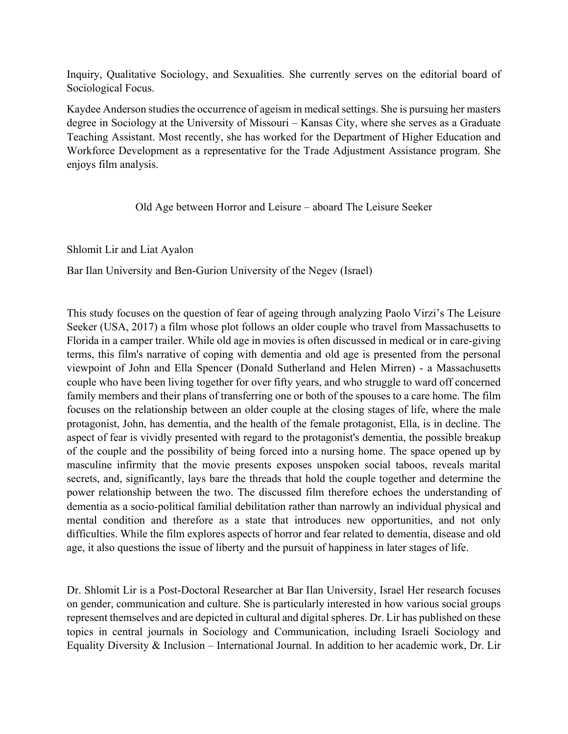Inquiry, Qualitative Sociology, and Sexualities. She currently serves on the editorial board of Sociological Focus.

Kaydee Anderson studies the occurrence of ageism in medical settings. She is pursuing her masters degree in Sociology at the University of Missouri – Kansas City, where she serves as a Graduate Teaching Assistant. Most recently, she has worked for the Department of Higher Education and Workforce Development as a representative for the Trade Adjustment Assistance program. She enjoys film analysis.

## Old Age between Horror and Leisure – aboard The Leisure Seeker

Shlomit Lir and Liat Ayalon

Bar Ilan University and Ben-Gurion University of the Negev (Israel)

This study focuses on the question of fear of ageing through analyzing Paolo Virzi's The Leisure Seeker (USA, 2017) a film whose plot follows an older couple who travel from Massachusetts to Florida in a camper trailer. While old age in movies is often discussed in medical or in care-giving terms, this film's narrative of coping with dementia and old age is presented from the personal viewpoint of John and Ella Spencer (Donald Sutherland and Helen Mirren) - a Massachusetts couple who have been living together for over fifty years, and who struggle to ward off concerned family members and their plans of transferring one or both of the spouses to a care home. The film focuses on the relationship between an older couple at the closing stages of life, where the male protagonist, John, has dementia, and the health of the female protagonist, Ella, is in decline. The aspect of fear is vividly presented with regard to the protagonist's dementia, the possible breakup of the couple and the possibility of being forced into a nursing home. The space opened up by masculine infirmity that the movie presents exposes unspoken social taboos, reveals marital secrets, and, significantly, lays bare the threads that hold the couple together and determine the power relationship between the two. The discussed film therefore echoes the understanding of dementia as a socio-political familial debilitation rather than narrowly an individual physical and mental condition and therefore as a state that introduces new opportunities, and not only difficulties. While the film explores aspects of horror and fear related to dementia, disease and old age, it also questions the issue of liberty and the pursuit of happiness in later stages of life.

Dr. Shlomit Lir is a Post-Doctoral Researcher at Bar Ilan University, Israel Her research focuses on gender, communication and culture. She is particularly interested in how various social groups represent themselves and are depicted in cultural and digital spheres. Dr. Lir has published on these topics in central journals in Sociology and Communication, including Israeli Sociology and Equality Diversity & Inclusion – International Journal. In addition to her academic work, Dr. Lir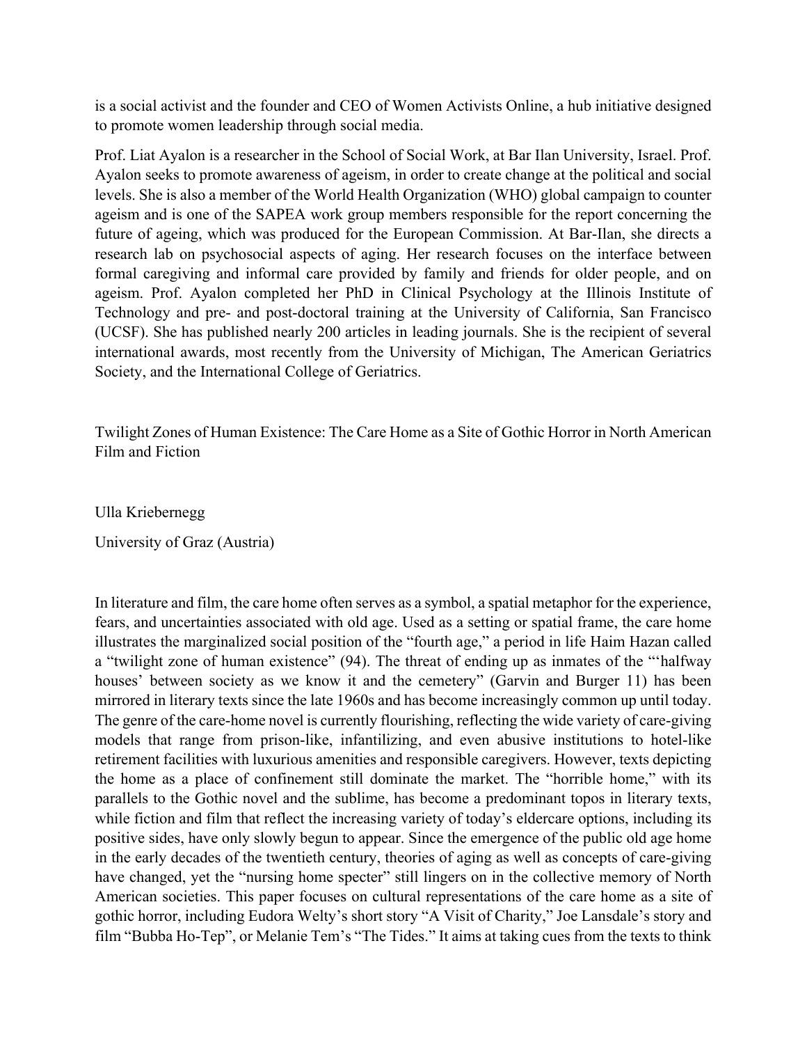is a social activist and the founder and CEO of Women Activists Online, a hub initiative designed to promote women leadership through social media.

Prof. Liat Ayalon is a researcher in the School of Social Work, at Bar Ilan University, Israel. Prof. Ayalon seeks to promote awareness of ageism, in order to create change at the political and social levels. She is also a member of the World Health Organization (WHO) global campaign to counter ageism and is one of the SAPEA work group members responsible for the report concerning the future of ageing, which was produced for the European Commission. At Bar-Ilan, she directs a research lab on psychosocial aspects of aging. Her research focuses on the interface between formal caregiving and informal care provided by family and friends for older people, and on ageism. Prof. Ayalon completed her PhD in Clinical Psychology at the Illinois Institute of Technology and pre- and post-doctoral training at the University of California, San Francisco (UCSF). She has published nearly 200 articles in leading journals. She is the recipient of several international awards, most recently from the University of Michigan, The American Geriatrics Society, and the International College of Geriatrics.

## Twilight Zones of Human Existence: The Care Home as a Site of Gothic Horror in North American Film and Fiction

Ulla Kriebernegg

University of Graz (Austria)

In literature and film, the care home often serves as a symbol, a spatial metaphor for the experience, fears, and uncertainties associated with old age. Used as a setting or spatial frame, the care home illustrates the marginalized social position of the "fourth age," a period in life Haim Hazan called a "twilight zone of human existence" (94). The threat of ending up as inmates of the "'halfway houses' between society as we know it and the cemetery" (Garvin and Burger 11) has been mirrored in literary texts since the late 1960s and has become increasingly common up until today. The genre of the care-home novel is currently flourishing, reflecting the wide variety of care-giving models that range from prison-like, infantilizing, and even abusive institutions to hotel-like retirement facilities with luxurious amenities and responsible caregivers. However, texts depicting the home as a place of confinement still dominate the market. The "horrible home," with its parallels to the Gothic novel and the sublime, has become a predominant topos in literary texts, while fiction and film that reflect the increasing variety of today's eldercare options, including its positive sides, have only slowly begun to appear. Since the emergence of the public old age home in the early decades of the twentieth century, theories of aging as well as concepts of care-giving have changed, yet the "nursing home specter" still lingers on in the collective memory of North American societies. This paper focuses on cultural representations of the care home as a site of gothic horror, including Eudora Welty's short story "A Visit of Charity," Joe Lansdale's story and film "Bubba Ho-Tep", or Melanie Tem's "The Tides." It aims at taking cues from the texts to think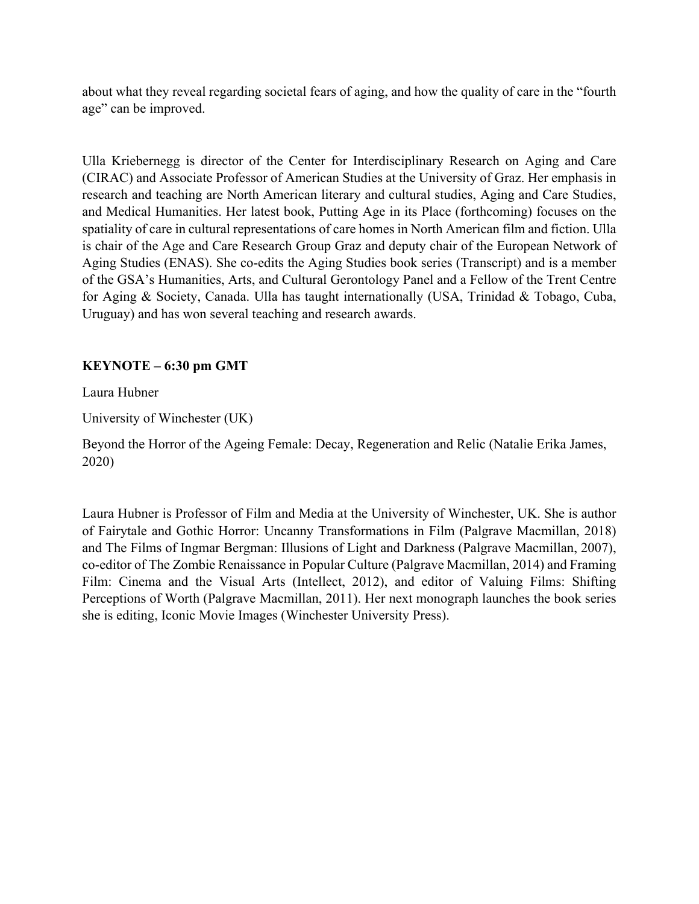about what they reveal regarding societal fears of aging, and how the quality of care in the "fourth age" can be improved.

Ulla Kriebernegg is director of the Center for Interdisciplinary Research on Aging and Care (CIRAC) and Associate Professor of American Studies at the University of Graz. Her emphasis in research and teaching are North American literary and cultural studies, Aging and Care Studies, and Medical Humanities. Her latest book, Putting Age in its Place (forthcoming) focuses on the spatiality of care in cultural representations of care homes in North American film and fiction. Ulla is chair of the Age and Care Research Group Graz and deputy chair of the European Network of Aging Studies (ENAS). She co-edits the Aging Studies book series (Transcript) and is a member of the GSA's Humanities, Arts, and Cultural Gerontology Panel and a Fellow of the Trent Centre for Aging & Society, Canada. Ulla has taught internationally (USA, Trinidad & Tobago, Cuba, Uruguay) and has won several teaching and research awards.

**KEYNOTE – 6:30 pm GMT**

Laura Hubner

University of Winchester (UK)

Beyond the Horror of the Ageing Female: Decay, Regeneration and Relic (Natalie Erika James, 2020)

Laura Hubner is Professor of Film and Media at the University of Winchester, UK. She is author of Fairytale and Gothic Horror: Uncanny Transformations in Film (Palgrave Macmillan, 2018) and The Films of Ingmar Bergman: Illusions of Light and Darkness (Palgrave Macmillan, 2007), co-editor of The Zombie Renaissance in Popular Culture (Palgrave Macmillan, 2014) and Framing Film: Cinema and the Visual Arts (Intellect, 2012), and editor of Valuing Films: Shifting Perceptions of Worth (Palgrave Macmillan, 2011). Her next monograph launches the book series she is editing, Iconic Movie Images (Winchester University Press).